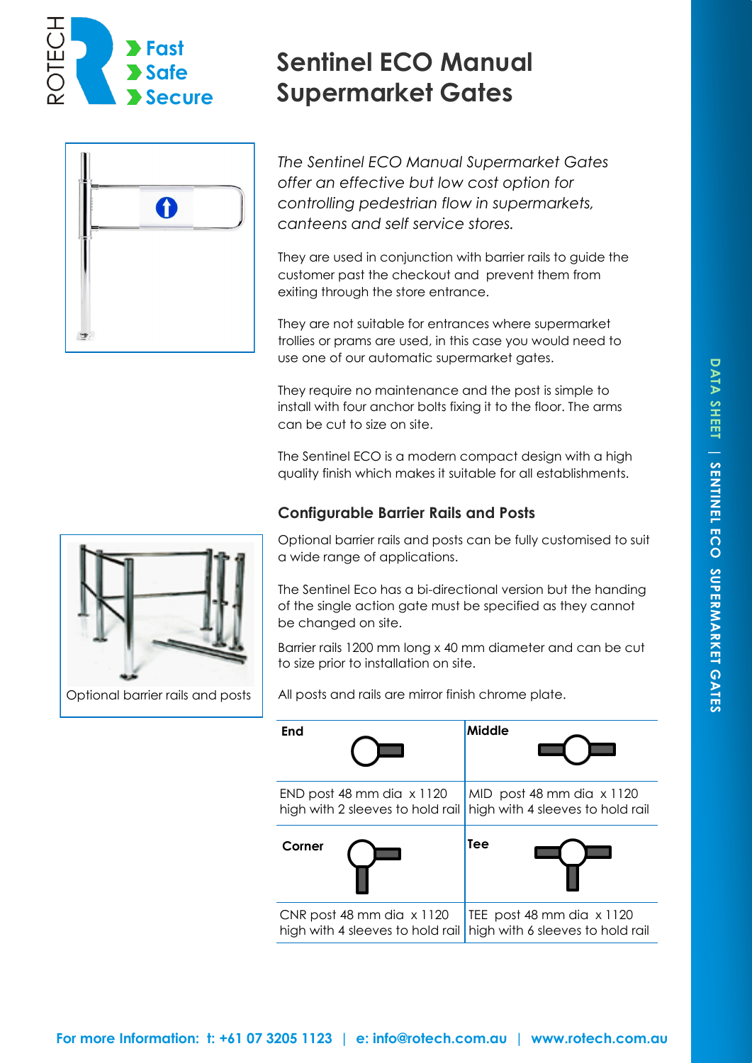ROTECH

> Fast
> Safe
> Secure

# Sentinel ECO Manual Supermarket Gates

*The Sentinel ECO Manual Supermarket Gates offer an effective but low cost option for controlling pedestrian flow in supermarkets, canteens and self service stores.*

They are used in conjunction with barrier rails to guide the customer past the checkout and prevent them from exiting through the store entrance.

They are not suitable for entrances where supermarket trollies or prams are used, in this case you would need to use one of our automatic supermarket gates.

They require no maintenance and the post is simple to install with four anchor bolts fixing it to the floor. The arms can be cut to size on site.

The Sentinel ECO is a modern compact design with a high quality finish which makes it suitable for all establishments.

Optional barrier rails and posts

## Configurable Barrier Rails and Posts

Optional barrier rails and posts can be fully customised to suit a wide range of applications.

The Sentinel Eco has a bi-directional version but the handing of the single action gate must be specified as they cannot be changed on site.

Barrier rails 1200 mm long x 40 mm diameter and can be cut to size prior to installation on site.

All posts and rails are mirror finish chrome plate.

| **End** | **Middle** |
| --- | --- |
| END post 48 mm dia x 1120 high with 2 sleeves to hold rail | MID post 48 mm dia x 1120 high with 4 sleeves to hold rail |
| **Corner** | **Tee** |
| CNR post 48 mm dia x 1120 high with 4 sleeves to hold rail | TEE post 48 mm dia x 1120 high with 6 sleeves to hold rail |

DATA SHEET | SENTINEL ECO SUPERMARKET GATES

**For more Information: t: +61 07 3205 1123 | e: info@rotech.com.au | www.rotech.com.au**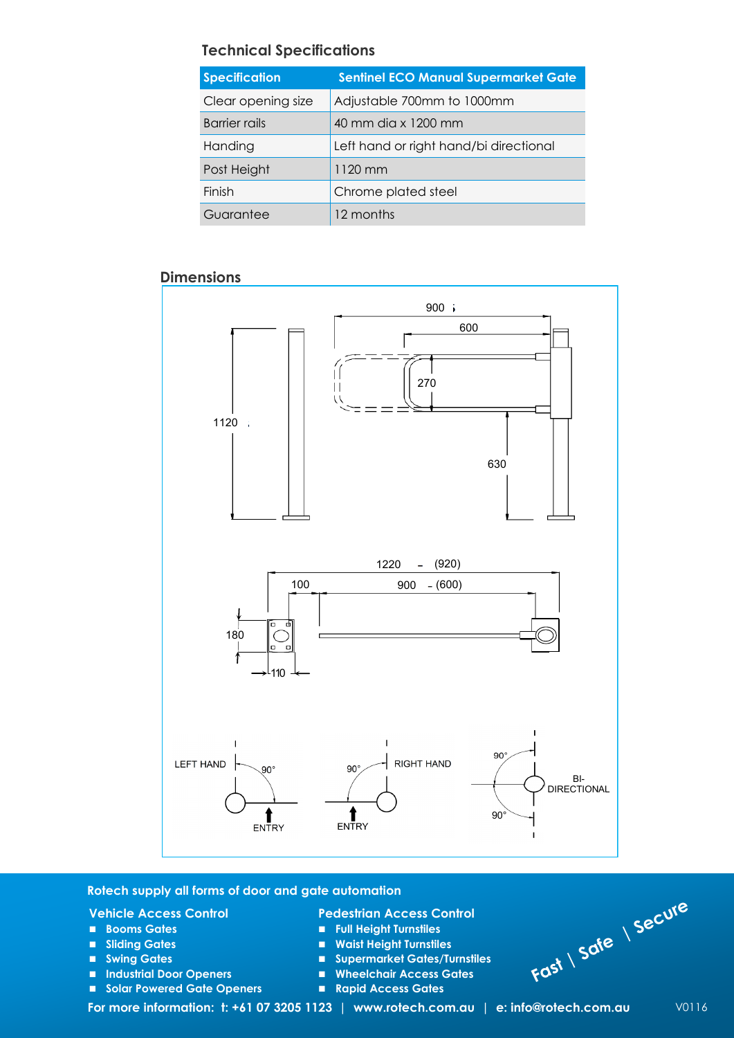### Technical Specifications

| Specification | Sentinel ECO Manual Supermarket Gate |
|---|---|
| Clear opening size | Adjustable 700mm to 1000mm |
| Barrier rails | 40 mm dia x 1200 mm |
| Handing | Left hand or right hand/bi directional |
| Post Height | 1120 mm |
| Finish | Chrome plated steel |
| Guarantee | 12 months |

### Dimensions

900
600
270
1120
630

1220 - (920)
100
900 - (600)
180
110

LEFT HAND
90°
ENTRY

90°
RIGHT HAND
ENTRY

90°
BI-DIRECTIONAL
90°

**Rotech supply all forms of door and gate automation**

**Vehicle Access Control**

- Booms Gates
- Sliding Gates
- Swing Gates
- Industrial Door Openers
- Solar Powered Gate Openers

**Pedestrian Access Control**

- Full Height Turnstiles
- Waist Height Turnstiles
- Supermarket Gates/Turnstiles
- Wheelchair Access Gates
- Rapid Access Gates

Fast | Safe | Secure

**For more information: t: +61 07 3205 1123 | www.rotech.com.au | e: info@rotech.com.au**

V0116